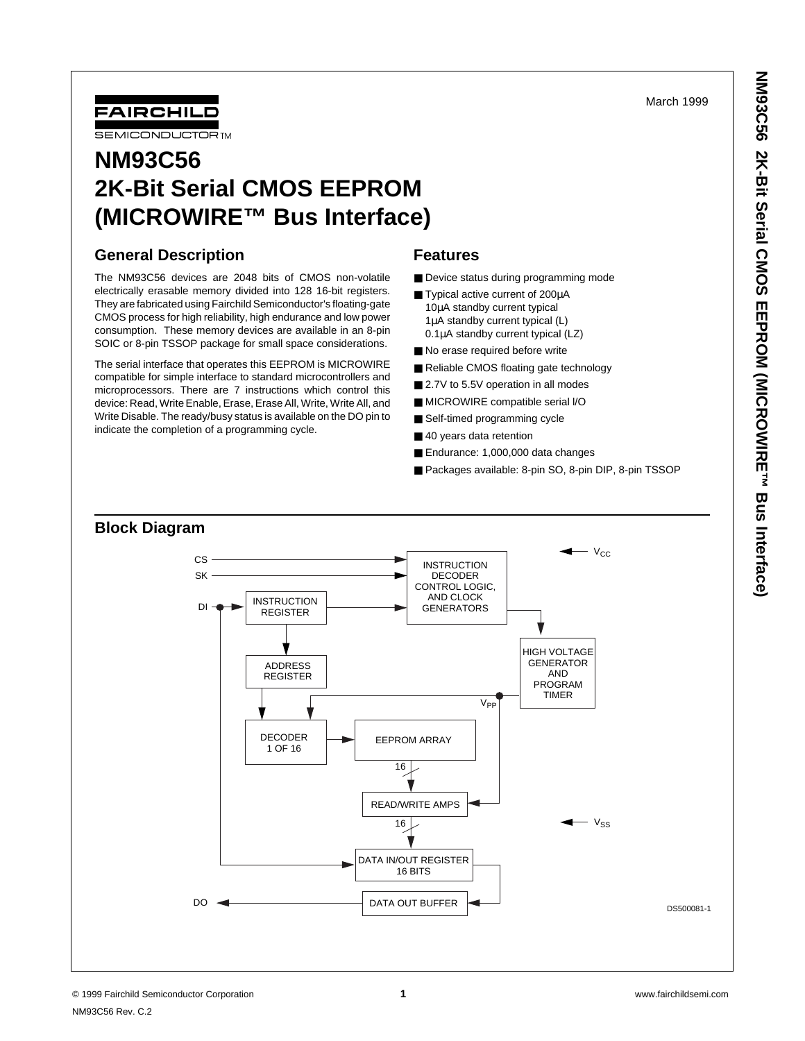March 1999

FAIRCHILD SEMICONDUCTOR™

# NM93C56 2K-Bit Serial CMOS EEPROM (MICROWIRE™ Bus Interface)

## General Description

The NM93C56 devices are 2048 bits of CMOS non-volatile electrically erasable memory divided into 128 16-bit registers. They are fabricated using Fairchild Semiconductor's floating-gate CMOS process for high reliability, high endurance and low power consumption. These memory devices are available in an 8-pin SOIC or 8-pin TSSOP package for small space considerations.

The serial interface that operates this EEPROM is MICROWIRE compatible for simple interface to standard microcontrollers and microprocessors. There are 7 instructions which control this device: Read, Write Enable, Erase, Erase All, Write, Write All, and Write Disable. The ready/busy status is available on the DO pin to indicate the completion of a programming cycle.

## Features

- Device status during programming mode
- Typical active current of 200μA
  10μA standby current typical
  1μA standby current typical (L)
  0.1μA standby current typical (LZ)
- No erase required before write
- Reliable CMOS floating gate technology
- 2.7V to 5.5V operation in all modes
- MICROWIRE compatible serial I/O
- Self-timed programming cycle
- 40 years data retention
- Endurance: 1,000,000 data changes
- Packages available: 8-pin SO, 8-pin DIP, 8-pin TSSOP

## Block Diagram

CS, SK, DI → INSTRUCTION DECODER CONTROL LOGIC, AND CLOCK GENERATORS; DI → INSTRUCTION REGISTER → ADDRESS REGISTER → DECODER 1 OF 16 → EEPROM ARRAY → (16) READ/WRITE AMPS → (16) DATA IN/OUT REGISTER 16 BITS → DATA OUT BUFFER → DO; HIGH VOLTAGE GENERATOR AND PROGRAM TIMER → $V_{PP}$; $V_{CC}$; $V_{SS}$

DS500081-1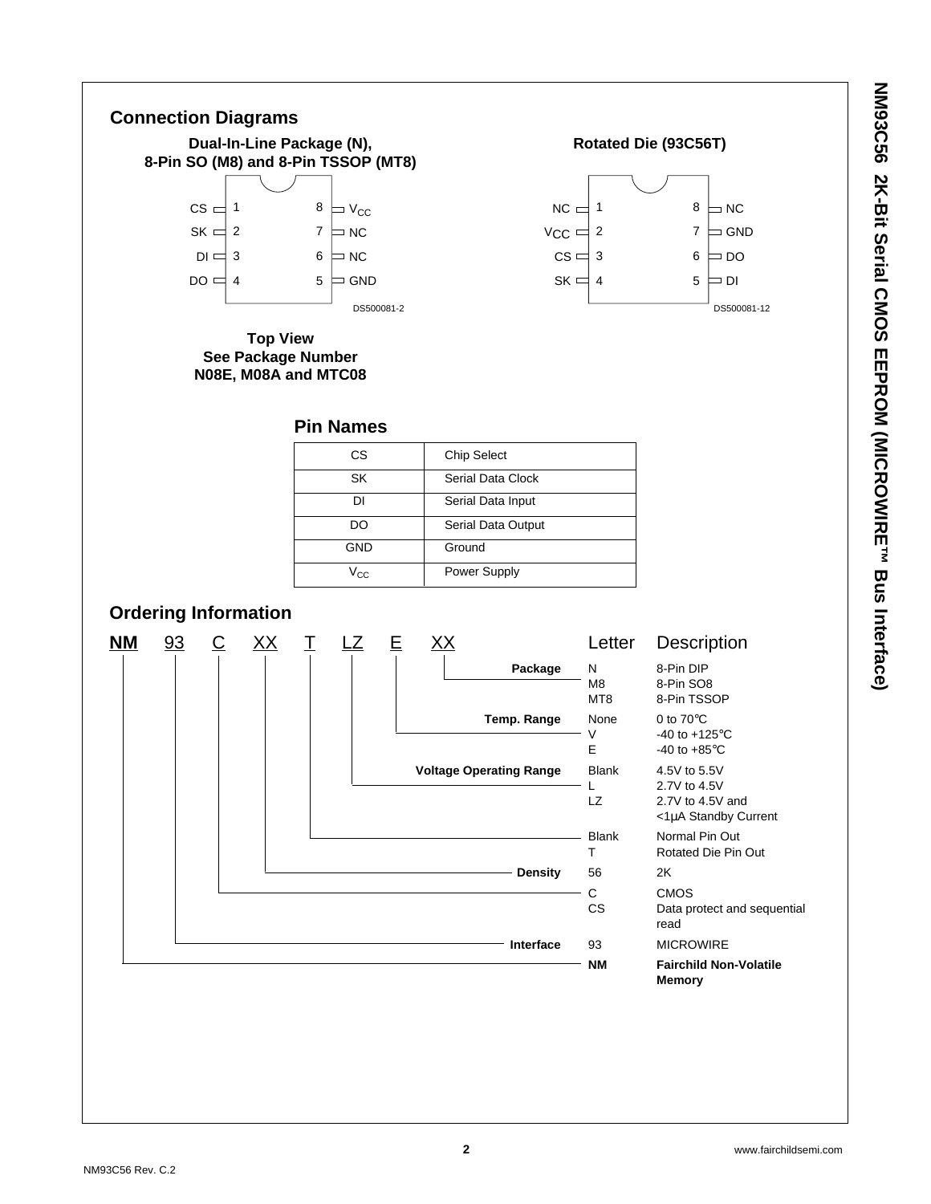## Connection Diagrams

**Dual-In-Line Package (N), 8-Pin SO (M8) and 8-Pin TSSOP (MT8)**

| Pin | Name | Pin | Name |
|---|---|---|---|
| 1 | CS | 8 | $V_{CC}$ |
| 2 | SK | 7 | NC |
| 3 | DI | 6 | NC |
| 4 | DO | 5 | GND |

DS500081-2

**Top View**
**See Package Number N08E, M08A and MTC08**

**Rotated Die (93C56T)**

| Pin | Name | Pin | Name |
|---|---|---|---|
| 1 | NC | 8 | NC |
| 2 | $V_{CC}$ | 7 | GND |
| 3 | CS | 6 | DO |
| 4 | SK | 5 | DI |

DS500081-12

## Pin Names

| | |
|---|---|
| CS | Chip Select |
| SK | Serial Data Clock |
| DI | Serial Data Input |
| DO | Serial Data Output |
| GND | Ground |
| $V_{CC}$ | Power Supply |

## Ordering Information

**NM** 93 C XX T LZ E XX

| Field | Letter | Description |
|---|---|---|
| **Package** | N | 8-Pin DIP |
| | M8 | 8-Pin SO8 |
| | MT8 | 8-Pin TSSOP |
| **Temp. Range** | None | 0 to 70°C |
| | V | -40 to +125°C |
| | E | -40 to +85°C |
| **Voltage Operating Range** | Blank | 4.5V to 5.5V |
| | L | 2.7V to 4.5V |
| | LZ | 2.7V to 4.5V and <1µA Standby Current |
| | Blank | Normal Pin Out |
| | T | Rotated Die Pin Out |
| **Density** | 56 | 2K |
| | C | CMOS |
| | CS | Data protect and sequential read |
| **Interface** | 93 | MICROWIRE |
| | **NM** | **Fairchild Non-Volatile Memory** |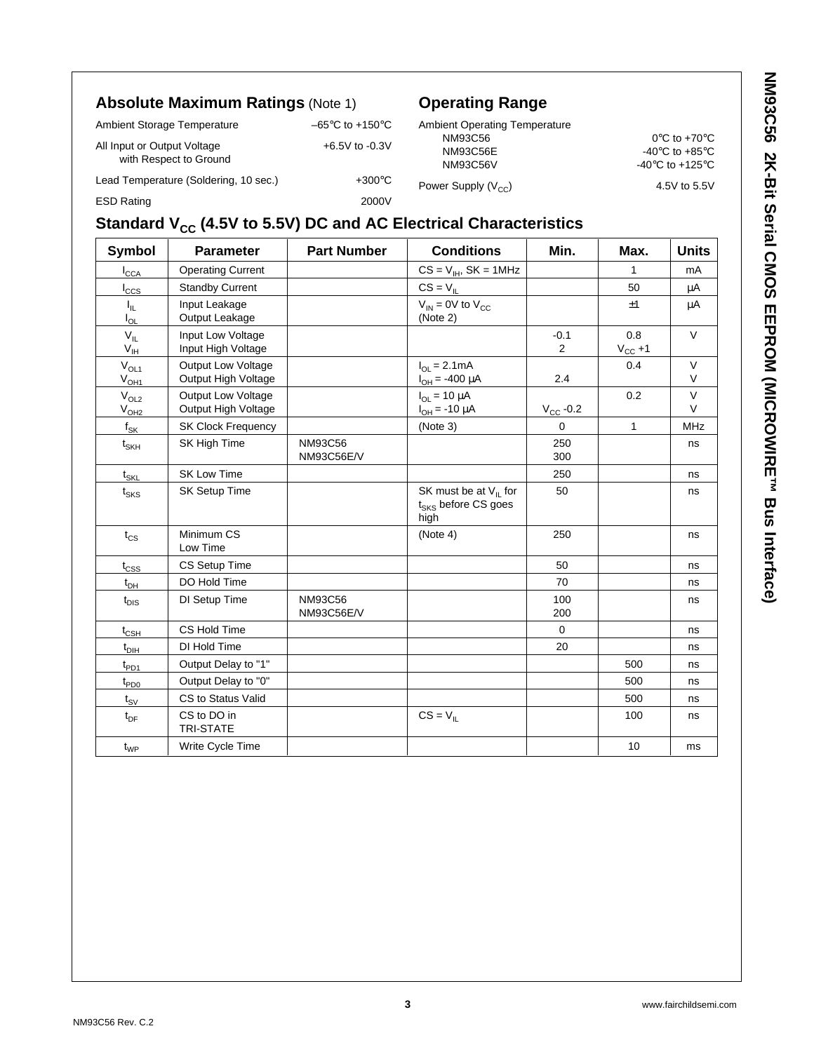## Absolute Maximum Ratings (Note 1)

| | |
|---|---|
| Ambient Storage Temperature | –65°C to +150°C |
| All Input or Output Voltage with Respect to Ground | +6.5V to -0.3V |
| Lead Temperature (Soldering, 10 sec.) | +300°C |
| ESD Rating | 2000V |

## Operating Range

| | |
|---|---|
| Ambient Operating Temperature | |
| NM93C56 | 0°C to +70°C |
| NM93C56E | -40°C to +85°C |
| NM93C56V | -40°C to +125°C |
| Power Supply ($V_{CC}$) | 4.5V to 5.5V |

## Standard $V_{CC}$ (4.5V to 5.5V) DC and AC Electrical Characteristics

| Symbol | Parameter | Part Number | Conditions | Min. | Max. | Units |
|---|---|---|---|---|---|---|
| $I_{CCA}$ | Operating Current | | $CS = V_{IH}$, SK = 1MHz | | 1 | mA |
| $I_{CCS}$ | Standby Current | | $CS = V_{IL}$ | | 50 | µA |
| $I_{IL}$<br>$I_{OL}$ | Input Leakage<br>Output Leakage | | $V_{IN}$ = 0V to $V_{CC}$<br>(Note 2) | | ±1 | µA |
| $V_{IL}$<br>$V_{IH}$ | Input Low Voltage<br>Input High Voltage | | | -0.1<br>2 | 0.8<br>$V_{CC}$ +1 | V |
| $V_{OL1}$<br>$V_{OH1}$ | Output Low Voltage<br>Output High Voltage | | $I_{OL}$ = 2.1mA<br>$I_{OH}$ = -400 µA | <br>2.4 | 0.4 | V<br>V |
| $V_{OL2}$<br>$V_{OH2}$ | Output Low Voltage<br>Output High Voltage | | $I_{OL}$ = 10 µA<br>$I_{OH}$ = -10 µA | <br>$V_{CC}$ -0.2 | 0.2 | V<br>V |
| $f_{SK}$ | SK Clock Frequency | | (Note 3) | 0 | 1 | MHz |
| $t_{SKH}$ | SK High Time | NM93C56<br>NM93C56E/V | | 250<br>300 | | ns |
| $t_{SKL}$ | SK Low Time | | | 250 | | ns |
| $t_{SKS}$ | SK Setup Time | | SK must be at $V_{IL}$ for $t_{SKS}$ before CS goes high | 50 | | ns |
| $t_{CS}$ | Minimum CS Low Time | | (Note 4) | 250 | | ns |
| $t_{CSS}$ | CS Setup Time | | | 50 | | ns |
| $t_{DH}$ | DO Hold Time | | | 70 | | ns |
| $t_{DIS}$ | DI Setup Time | NM93C56<br>NM93C56E/V | | 100<br>200 | | ns |
| $t_{CSH}$ | CS Hold Time | | | 0 | | ns |
| $t_{DIH}$ | DI Hold Time | | | 20 | | ns |
| $t_{PD1}$ | Output Delay to "1" | | | | 500 | ns |
| $t_{PD0}$ | Output Delay to "0" | | | | 500 | ns |
| $t_{SV}$ | CS to Status Valid | | | | 500 | ns |
| $t_{DF}$ | CS to DO in TRI-STATE | | $CS = V_{IL}$ | | 100 | ns |
| $t_{WP}$ | Write Cycle Time | | | | 10 | ms |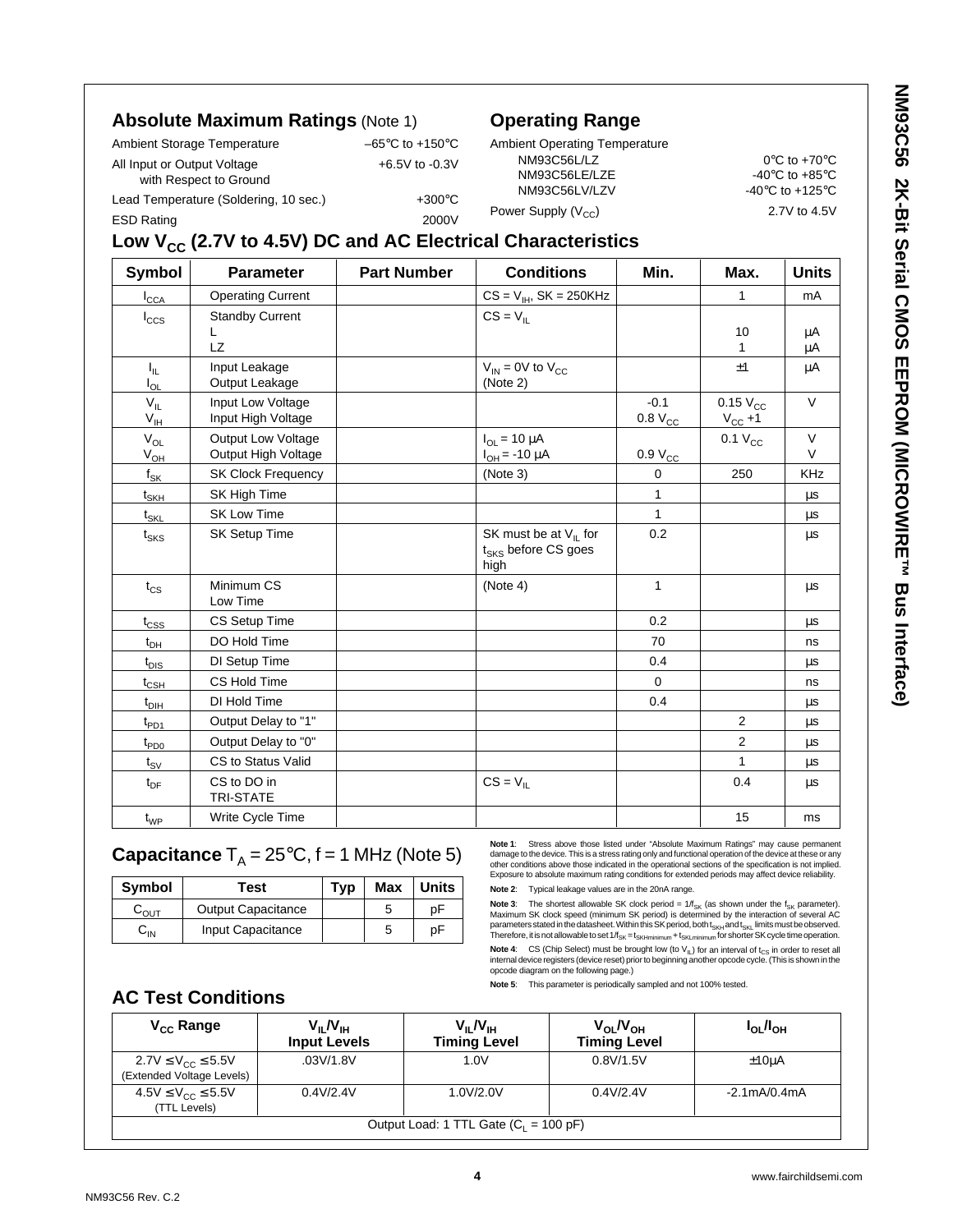## Absolute Maximum Ratings (Note 1)

| | |
|---|---|
| Ambient Storage Temperature | –65°C to +150°C |
| All Input or Output Voltage with Respect to Ground | +6.5V to -0.3V |
| Lead Temperature (Soldering, 10 sec.) | +300°C |
| ESD Rating | 2000V |

## Operating Range

| | |
|---|---|
| Ambient Operating Temperature | |
| NM93C56L/LZ | 0°C to +70°C |
| NM93C56LE/LZE | -40°C to +85°C |
| NM93C56LV/LZV | -40°C to +125°C |
| Power Supply ($V_{CC}$) | 2.7V to 4.5V |

## Low $V_{CC}$ (2.7V to 4.5V) DC and AC Electrical Characteristics

| Symbol | Parameter | Part Number | Conditions | Min. | Max. | Units |
|---|---|---|---|---|---|---|
| $I_{CCA}$ | Operating Current | | $CS = V_{IH}$, SK = 250KHz | | 1 | mA |
| $I_{CCS}$ | Standby Current<br>L<br>LZ | | $CS = V_{IL}$ | | <br>10<br>1 | <br>µA<br>µA |
| $I_{IL}$<br>$I_{OL}$ | Input Leakage<br>Output Leakage | | $V_{IN}$ = 0V to $V_{CC}$<br>(Note 2) | | ±1 | µA |
| $V_{IL}$<br>$V_{IH}$ | Input Low Voltage<br>Input High Voltage | | | -0.1<br>0.8 $V_{CC}$ | 0.15 $V_{CC}$<br>$V_{CC}$ +1 | V |
| $V_{OL}$<br>$V_{OH}$ | Output Low Voltage<br>Output High Voltage | | $I_{OL}$ = 10 µA<br>$I_{OH}$ = -10 µA | <br>0.9 $V_{CC}$ | 0.1 $V_{CC}$ | V<br>V |
| $f_{SK}$ | SK Clock Frequency | | (Note 3) | 0 | 250 | KHz |
| $t_{SKH}$ | SK High Time | | | 1 | | µs |
| $t_{SKL}$ | SK Low Time | | | 1 | | µs |
| $t_{SKS}$ | SK Setup Time | | SK must be at $V_{IL}$ for $t_{SKS}$ before CS goes high | 0.2 | | µs |
| $t_{CS}$ | Minimum CS Low Time | | (Note 4) | 1 | | µs |
| $t_{CSS}$ | CS Setup Time | | | 0.2 | | µs |
| $t_{DH}$ | DO Hold Time | | | 70 | | ns |
| $t_{DIS}$ | DI Setup Time | | | 0.4 | | µs |
| $t_{CSH}$ | CS Hold Time | | | 0 | | ns |
| $t_{DIH}$ | DI Hold Time | | | 0.4 | | µs |
| $t_{PD1}$ | Output Delay to "1" | | | | 2 | µs |
| $t_{PD0}$ | Output Delay to "0" | | | | 2 | µs |
| $t_{SV}$ | CS to Status Valid | | | | 1 | µs |
| $t_{DF}$ | CS to DO in TRI-STATE | | $CS = V_{IL}$ | | 0.4 | µs |
| $t_{WP}$ | Write Cycle Time | | | | 15 | ms |

## Capacitance $T_A$ = 25°C, f = 1 MHz (Note 5)

| Symbol | Test | Typ | Max | Units |
|---|---|---|---|---|
| $C_{OUT}$ | Output Capacitance | | 5 | pF |
| $C_{IN}$ | Input Capacitance | | 5 | pF |

**Note 1**: Stress above those listed under "Absolute Maximum Ratings" may cause permanent damage to the device. This is a stress rating only and functional operation of the device at these or any other conditions above those indicated in the operational sections of the specification is not implied. Exposure to absolute maximum rating conditions for extended periods may affect device reliability.

**Note 2**: Typical leakage values are in the 20nA range.

**Note 3**: The shortest allowable SK clock period = $1/f_{SK}$ (as shown under the $f_{SK}$ parameter). Maximum SK clock speed (minimum SK period) is determined by the interaction of several AC parameters stated in the datasheet. Within this SK period, both $t_{SKH}$ and $t_{SKL}$ limits must be observed. Therefore, it is not allowable to set $1/f_{SK} = t_{SKHminimum} + t_{SKLminimum}$ for shorter SK cycle time operation.

**Note 4**: CS (Chip Select) must be brought low (to $V_{IL}$) for an interval of $t_{CS}$ in order to reset all internal device registers (device reset) prior to beginning another opcode cycle. (This is shown in the opcode diagram on the following page.)

**Note 5**: This parameter is periodically sampled and not 100% tested.

## AC Test Conditions

| $V_{CC}$ Range | $V_{IL}/V_{IH}$ Input Levels | $V_{IL}/V_{IH}$ Timing Level | $V_{OL}/V_{OH}$ Timing Level | $I_{OL}/I_{OH}$ |
|---|---|---|---|---|
| 2.7V ≤ $V_{CC}$ ≤ 5.5V (Extended Voltage Levels) | .03V/1.8V | 1.0V | 0.8V/1.5V | ±10µA |
| 4.5V ≤ $V_{CC}$ ≤ 5.5V (TTL Levels) | 0.4V/2.4V | 1.0V/2.0V | 0.4V/2.4V | -2.1mA/0.4mA |
| Output Load: 1 TTL Gate ($C_L$ = 100 pF) | | | | |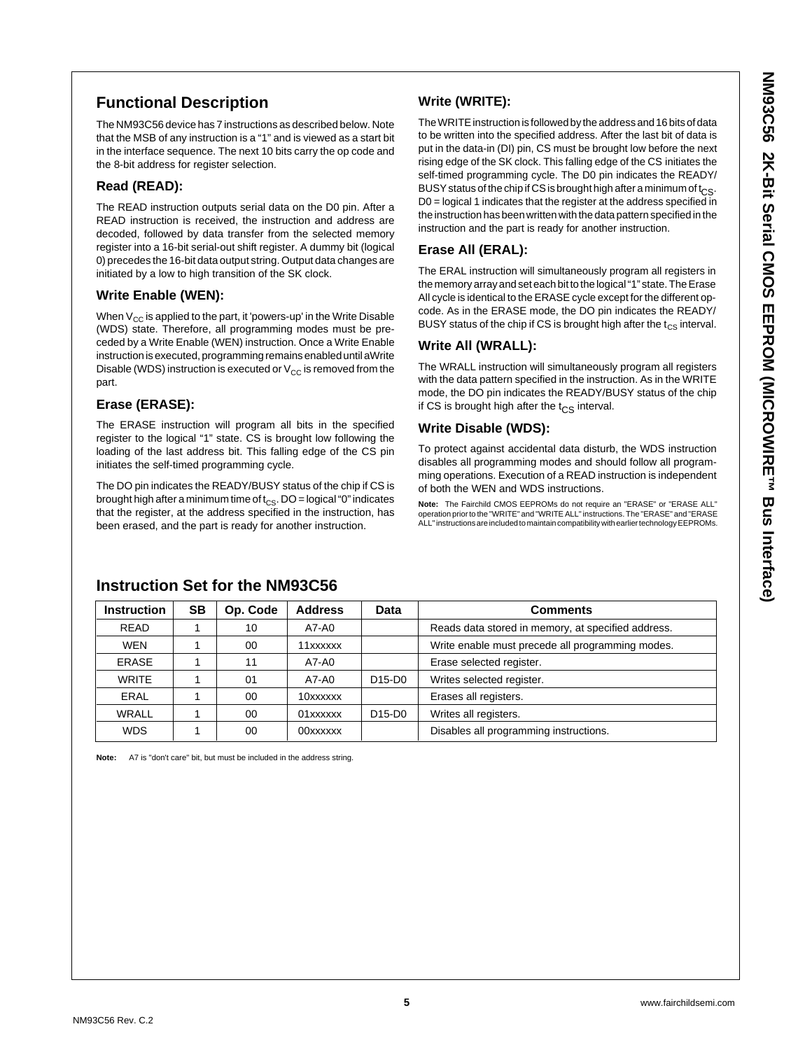## Functional Description

The NM93C56 device has 7 instructions as described below. Note that the MSB of any instruction is a "1" and is viewed as a start bit in the interface sequence. The next 10 bits carry the op code and the 8-bit address for register selection.

### Read (READ):

The READ instruction outputs serial data on the D0 pin. After a READ instruction is received, the instruction and address are decoded, followed by data transfer from the selected memory register into a 16-bit serial-out shift register. A dummy bit (logical 0) precedes the 16-bit data output string. Output data changes are initiated by a low to high transition of the SK clock.

### Write Enable (WEN):

When $V_{CC}$ is applied to the part, it 'powers-up' in the Write Disable (WDS) state. Therefore, all programming modes must be preceded by a Write Enable (WEN) instruction. Once a Write Enable instruction is executed, programming remains enabled until a Write Disable (WDS) instruction is executed or $V_{CC}$ is removed from the part.

### Erase (ERASE):

The ERASE instruction will program all bits in the specified register to the logical "1" state. CS is brought low following the loading of the last address bit. This falling edge of the CS pin initiates the self-timed programming cycle.

The DO pin indicates the READY/BUSY status of the chip if CS is brought high after a minimum time of $t_{CS}$. DO = logical "0" indicates that the register, at the address specified in the instruction, has been erased, and the part is ready for another instruction.

### Write (WRITE):

The WRITE instruction is followed by the address and 16 bits of data to be written into the specified address. After the last bit of data is put in the data-in (DI) pin, CS must be brought low before the next rising edge of the SK clock. This falling edge of the CS initiates the self-timed programming cycle. The D0 pin indicates the READY/BUSY status of the chip if CS is brought high after a minimum of $t_{CS}$. D0 = logical 1 indicates that the register at the address specified in the instruction has been written with the data pattern specified in the instruction and the part is ready for another instruction.

### Erase All (ERAL):

The ERAL instruction will simultaneously program all registers in the memory array and set each bit to the logical "1" state. The Erase All cycle is identical to the ERASE cycle except for the different op-code. As in the ERASE mode, the DO pin indicates the READY/BUSY status of the chip if CS is brought high after the $t_{CS}$ interval.

### Write All (WRALL):

The WRALL instruction will simultaneously program all registers with the data pattern specified in the instruction. As in the WRITE mode, the DO pin indicates the READY/BUSY status of the chip if CS is brought high after the $t_{CS}$ interval.

### Write Disable (WDS):

To protect against accidental data disturb, the WDS instruction disables all programming modes and should follow all programming operations. Execution of a READ instruction is independent of both the WEN and WDS instructions.

**Note:** The Fairchild CMOS EEPROMs do not require an "ERASE" or "ERASE ALL" operation prior to the "WRITE" and "WRITE ALL" instructions. The "ERASE" and "ERASE ALL" instructions are included to maintain compatibility with earlier technology EEPROMs.

## Instruction Set for the NM93C56

| Instruction | SB | Op. Code | Address | Data | Comments |
|---|---|---|---|---|---|
| READ | 1 | 10 | A7-A0 | | Reads data stored in memory, at specified address. |
| WEN | 1 | 00 | 11xxxxxx | | Write enable must precede all programming modes. |
| ERASE | 1 | 11 | A7-A0 | | Erase selected register. |
| WRITE | 1 | 01 | A7-A0 | D15-D0 | Writes selected register. |
| ERAL | 1 | 00 | 10xxxxxx | | Erases all registers. |
| WRALL | 1 | 00 | 01xxxxxx | D15-D0 | Writes all registers. |
| WDS | 1 | 00 | 00xxxxxx | | Disables all programming instructions. |

**Note:** A7 is "don't care" bit, but must be included in the address string.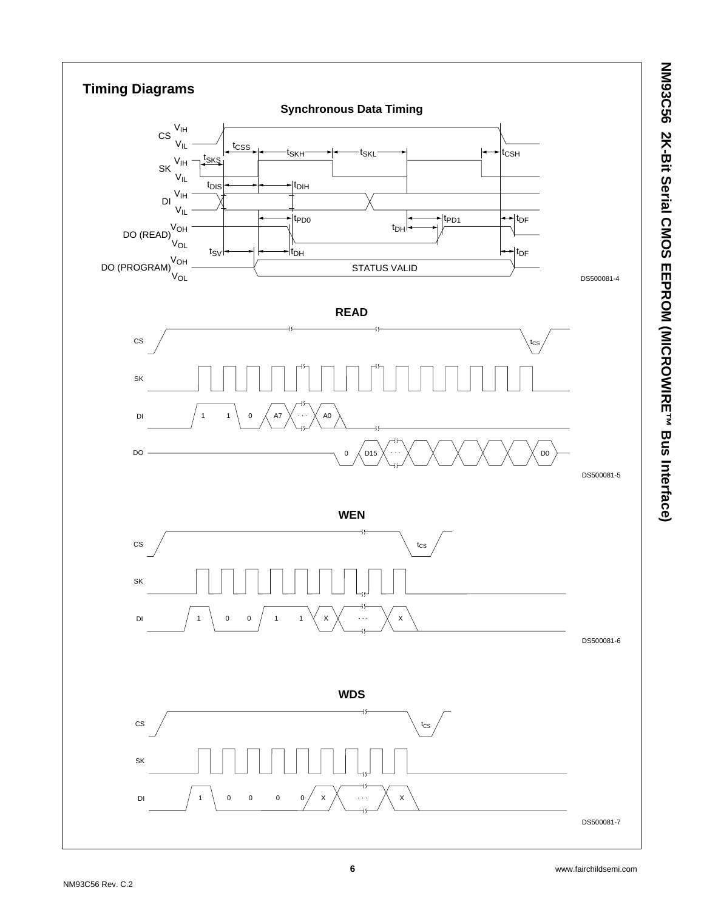## Timing Diagrams

### Synchronous Data Timing

DS500081-4

### READ

DS500081-5

### WEN

DS500081-6

### WDS

DS500081-7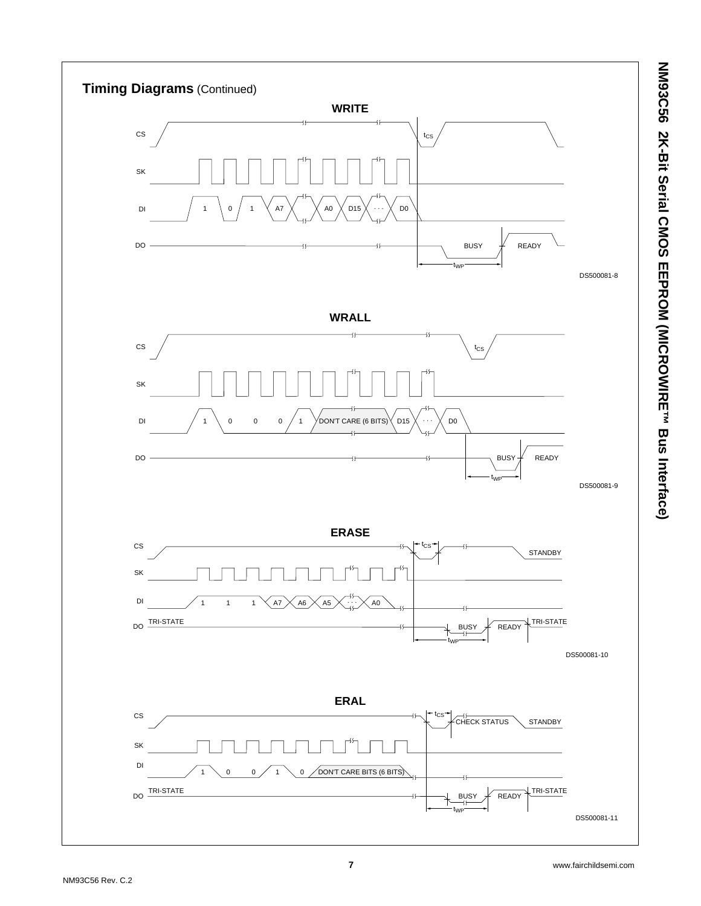## Timing Diagrams (Continued)

**WRITE**

CS — $t_{CS}$

SK

DI — 1 0 1 A7 A0 D15 · · · D0

DO — BUSY READY

$t_{WP}$

DS500081-8

**WRALL**

CS — $t_{CS}$

SK

DI — 1 0 0 0 1 DON'T CARE (6 BITS) D15 · · · D0

DO — BUSY READY

$t_{WP}$

DS500081-9

**ERASE**

CS — $t_{CS}$ STANDBY

SK

DI — 1 1 1 A7 A6 A5 · · · A0

DO — TRI-STATE BUSY READY TRI-STATE

$t_{WP}$

DS500081-10

**ERAL**

CS — $t_{CS}$ CHECK STATUS STANDBY

SK

DI — 1 0 0 1 0 DON'T CARE BITS (6 BITS)

DO — TRI-STATE BUSY READY TRI-STATE

$t_{WP}$

DS500081-11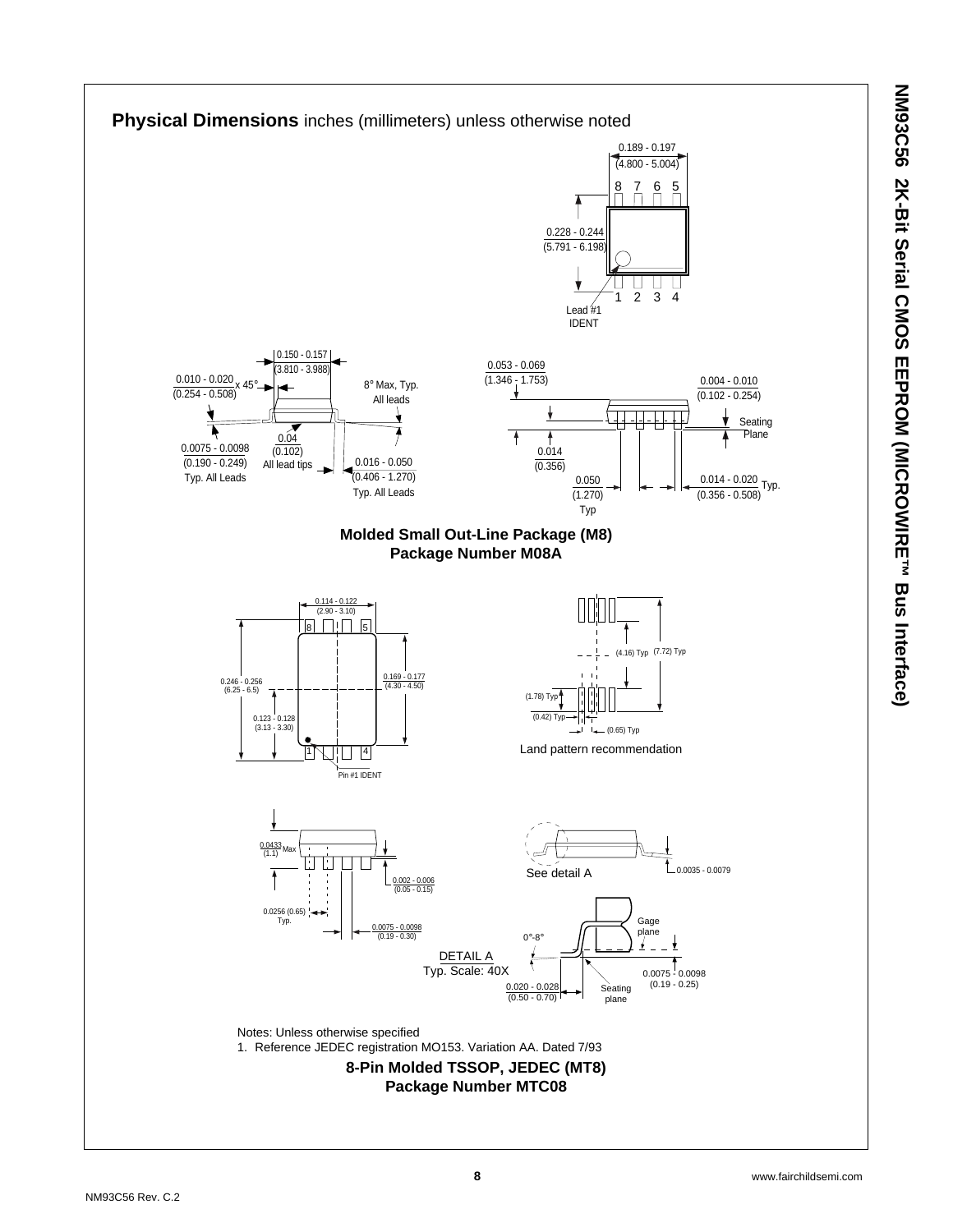## Physical Dimensions inches (millimeters) unless otherwise noted

0.189 - 0.197 (4.800 - 5.004)

8 7 6 5

0.228 - 0.244 (5.791 - 6.198)

1 2 3 4

Lead #1 IDENT

0.150 - 0.157 (3.810 - 3.988)

0.010 - 0.020 (0.254 - 0.508) x 45°

8° Max, Typ. All leads

0.04 (0.102) All lead tips

0.0075 - 0.0098 (0.190 - 0.249) Typ. All Leads

0.016 - 0.050 (0.406 - 1.270) Typ. All Leads

0.053 - 0.069 (1.346 - 1.753)

0.004 - 0.010 (0.102 - 0.254)

Seating Plane

0.014 (0.356)

0.050 (1.270) Typ

0.014 - 0.020 (0.356 - 0.508) Typ.

**Molded Small Out-Line Package (M8)**
**Package Number M08A**

0.114 - 0.122 (2.90 - 3.10)

8 5

0.246 - 0.256 (6.25 - 6.5)

0.169 - 0.177 (4.30 - 4.50)

0.123 - 0.128 (3.13 - 3.30)

1 4

Pin #1 IDENT

(4.16) Typ (7.72) Typ

(1.78) Typ

(0.42) Typ

(0.65) Typ

Land pattern recommendation

0.0433 (1.1) Max

0.002 - 0.006 (0.05 - 0.15)

0.0256 (0.65) Typ.

0.0075 - 0.0098 (0.19 - 0.30)

See detail A

0.0035 - 0.0079

Gage plane

0°-8°

DETAIL A
Typ. Scale: 40X

0.0075 - 0.0098 (0.19 - 0.25)

0.020 - 0.028 (0.50 - 0.70)

Seating plane

Notes: Unless otherwise specified

1. Reference JEDEC registration MO153. Variation AA. Dated 7/93

**8-Pin Molded TSSOP, JEDEC (MT8)**
**Package Number MTC08**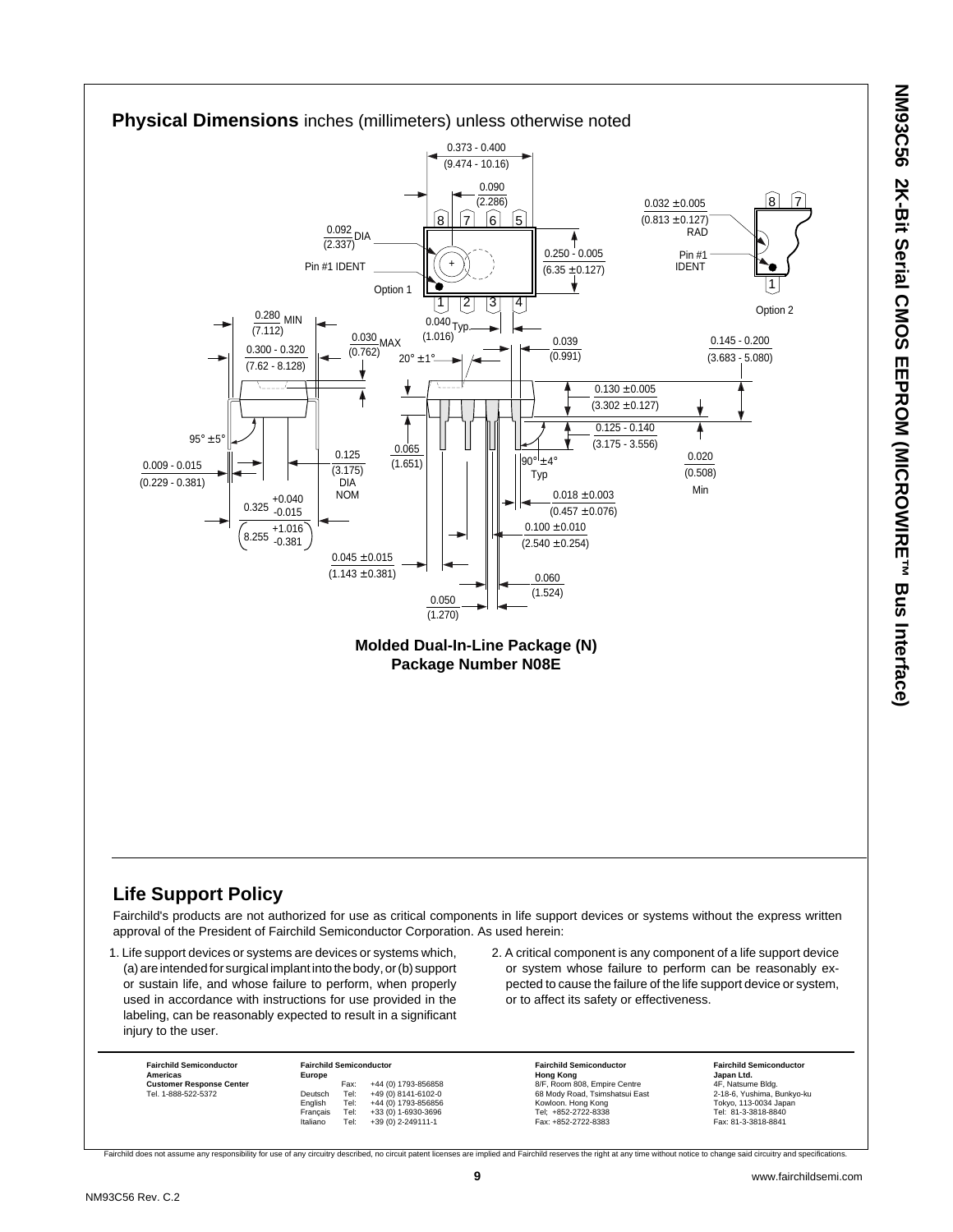## Physical Dimensions inches (millimeters) unless otherwise noted

0.373 - 0.400
(9.474 - 10.16)
0.090
(2.286)
8 7 6 5
0.092 DIA
(2.337)
Pin #1 IDENT
Option 1
1 2 3 4
0.250 - 0.005
(6.35 ±0.127)
0.032 ±0.005
(0.813 ±0.127)
RAD
Pin #1
IDENT
8 7
1
Option 2
0.280 MIN
(7.112)
0.300 - 0.320
(7.62 - 8.128)
0.030 MAX
(0.762)
0.040 Typ
(1.016)
20° ±1°
0.039
(0.991)
0.145 - 0.200
(3.683 - 5.080)
0.130 ±0.005
(3.302 ±0.127)
0.125 - 0.140
(3.175 - 3.556)
95° ±5°
0.009 - 0.015
(0.229 - 0.381)
0.125
(3.175)
DIA
NOM
0.065
(1.651)
90° ±4°
Typ
0.020
(0.508)
Min
0.018 ±0.003
(0.457 ±0.076)
0.325 +0.040 -0.015
(8.255 +1.016 -0.381)
0.100 ±0.010
(2.540 ±0.254)
0.045 ±0.015
(1.143 ±0.381)
0.060
(1.524)
0.050
(1.270)

**Molded Dual-In-Line Package (N)**
**Package Number N08E**

## Life Support Policy

Fairchild's products are not authorized for use as critical components in life support devices or systems without the express written approval of the President of Fairchild Semiconductor Corporation. As used herein:

1. Life support devices or systems are devices or systems which, (a) are intended for surgical implant into the body, or (b) support or sustain life, and whose failure to perform, when properly used in accordance with instructions for use provided in the labeling, can be reasonably expected to result in a significant injury to the user.
2. A critical component is any component of a life support device or system whose failure to perform can be reasonably expected to cause the failure of the life support device or system, or to affect its safety or effectiveness.

**Fairchild Semiconductor**
**Americas**
**Customer Response Center**
Tel. 1-888-522-5372

**Fairchild Semiconductor**
**Europe**
Fax: +44 (0) 1793-856858
Deutsch Tel: +49 (0) 8141-6102-0
English Tel: +44 (0) 1793-856856
Français Tel: +33 (0) 1-6930-3696
Italiano Tel: +39 (0) 2-249111-1

**Fairchild Semiconductor**
**Hong Kong**
8/F, Room 808, Empire Centre
68 Mody Road, Tsimshatsui East
Kowloon. Hong Kong
Tel; +852-2722-8338
Fax: +852-2722-8383

**Fairchild Semiconductor**
**Japan Ltd.**
4F, Natsume Bldg.
2-18-6, Yushima, Bunkyo-ku
Tokyo, 113-0034 Japan
Tel: 81-3-3818-8840
Fax: 81-3-3818-8841

Fairchild does not assume any responsibility for use of any circuitry described, no circuit patent licenses are implied and Fairchild reserves the right at any time without notice to change said circuitry and specifications.